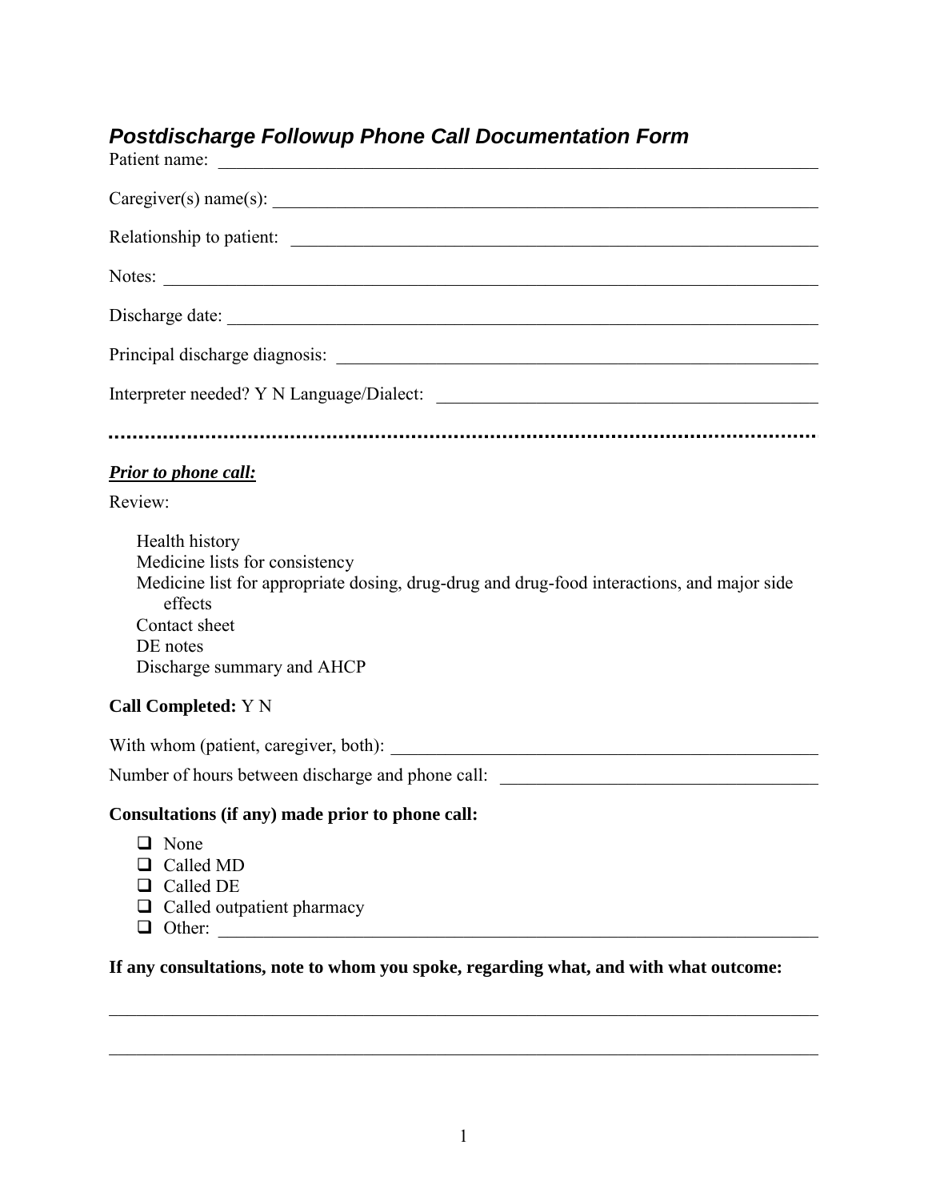# *Postdischarge Followup Phone Call Documentation Form*

Patient name: \_\_\_\_\_\_\_\_\_\_\_\_\_\_\_\_\_\_\_\_\_\_\_\_\_\_\_\_\_\_\_\_\_\_\_\_\_\_\_\_\_\_\_\_\_\_\_\_

Caregiver(s) name(s): \_\_\_\_\_\_\_\_\_\_\_\_\_\_\_\_\_\_\_\_\_\_\_\_\_\_\_\_\_\_\_\_\_\_\_\_\_\_\_\_\_\_\_\_

Relationship to patient: \_\_\_\_\_\_\_\_\_\_\_\_\_\_\_\_\_\_\_\_\_\_\_\_\_\_\_\_\_\_\_\_\_\_\_\_\_\_\_\_\_\_

Notes: \_\_\_\_\_\_\_\_\_\_\_\_\_\_\_\_\_\_\_\_\_\_\_\_\_\_\_\_\_\_\_\_\_\_\_\_\_\_\_\_\_\_\_\_\_\_\_\_\_\_\_\_\_\_

Discharge date: \_\_\_\_\_\_\_\_\_\_\_\_\_\_\_\_\_\_\_\_\_\_\_\_\_\_\_\_\_\_\_\_\_\_\_\_\_\_\_\_\_\_\_\_\_\_\_\_

Principal discharge diagnosis: \_\_\_\_\_\_\_\_\_\_\_\_\_\_\_\_\_\_\_\_\_\_\_\_\_\_\_\_\_\_\_\_\_\_\_\_\_\_

Interpreter needed? Y N Language/Dialect: \_\_\_\_\_\_\_\_\_\_\_\_\_\_\_\_\_\_\_\_\_\_\_\_\_\_\_\_\_\_

---

***Prior to phone call:***

Review:

- Health history
- Medicine lists for consistency
- Medicine list for appropriate dosing, drug-drug and drug-food interactions, and major side effects
- Contact sheet
- DE notes
- Discharge summary and AHCP

**Call Completed:** Y N

With whom (patient, caregiver, both): \_\_\_\_\_\_\_\_\_\_\_\_\_\_\_\_\_\_\_\_\_\_\_\_\_\_\_\_\_\_\_\_\_\_

Number of hours between discharge and phone call: \_\_\_\_\_\_\_\_\_\_\_\_\_\_\_\_\_\_\_\_\_\_\_\_

**Consultations (if any) made prior to phone call:**

- ☐ None
- ☐ Called MD
- ☐ Called DE
- ☐ Called outpatient pharmacy
- ☐ Other: \_\_\_\_\_\_\_\_\_\_\_\_\_\_\_\_\_\_\_\_\_\_\_\_\_\_\_\_\_\_\_\_\_\_\_\_\_\_\_\_\_\_\_\_\_\_\_\_

**If any consultations, note to whom you spoke, regarding what, and with what outcome:**

\_\_\_\_\_\_\_\_\_\_\_\_\_\_\_\_\_\_\_\_\_\_\_\_\_\_\_\_\_\_\_\_\_\_\_\_\_\_\_\_\_\_\_\_\_\_\_\_\_\_\_\_\_\_\_\_\_\_\_\_

\_\_\_\_\_\_\_\_\_\_\_\_\_\_\_\_\_\_\_\_\_\_\_\_\_\_\_\_\_\_\_\_\_\_\_\_\_\_\_\_\_\_\_\_\_\_\_\_\_\_\_\_\_\_\_\_\_\_\_\_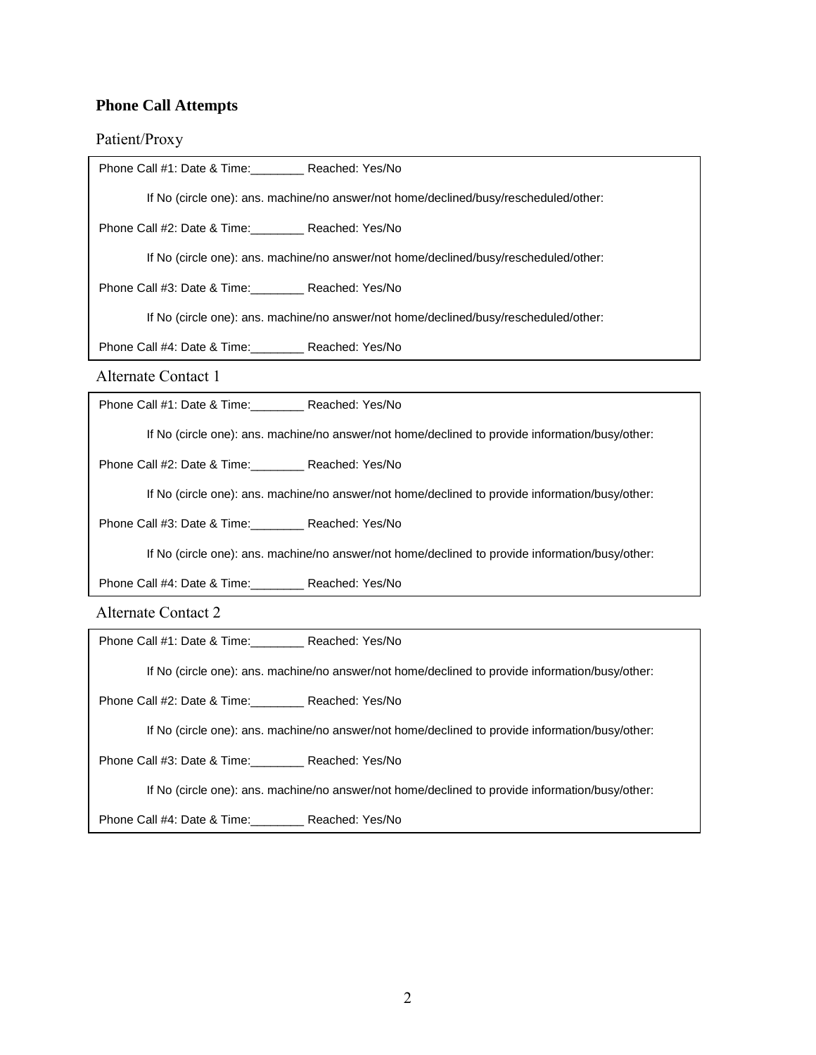## Phone Call Attempts

### Patient/Proxy

Phone Call #1: Date & Time:________ Reached: Yes/No

If No (circle one): ans. machine/no answer/not home/declined/busy/rescheduled/other:

Phone Call #2: Date & Time:________ Reached: Yes/No

If No (circle one): ans. machine/no answer/not home/declined/busy/rescheduled/other:

Phone Call #3: Date & Time:________ Reached: Yes/No

If No (circle one): ans. machine/no answer/not home/declined/busy/rescheduled/other:

Phone Call #4: Date & Time:________ Reached: Yes/No

### Alternate Contact 1

Phone Call #1: Date & Time:________ Reached: Yes/No

If No (circle one): ans. machine/no answer/not home/declined to provide information/busy/other:

Phone Call #2: Date & Time:________ Reached: Yes/No

If No (circle one): ans. machine/no answer/not home/declined to provide information/busy/other:

Phone Call #3: Date & Time:________ Reached: Yes/No

If No (circle one): ans. machine/no answer/not home/declined to provide information/busy/other:

Phone Call #4: Date & Time:________ Reached: Yes/No

### Alternate Contact 2

Phone Call #1: Date & Time:________ Reached: Yes/No

If No (circle one): ans. machine/no answer/not home/declined to provide information/busy/other:

Phone Call #2: Date & Time:________ Reached: Yes/No

If No (circle one): ans. machine/no answer/not home/declined to provide information/busy/other:

Phone Call #3: Date & Time:________ Reached: Yes/No

If No (circle one): ans. machine/no answer/not home/declined to provide information/busy/other:

Phone Call #4: Date & Time:________ Reached: Yes/No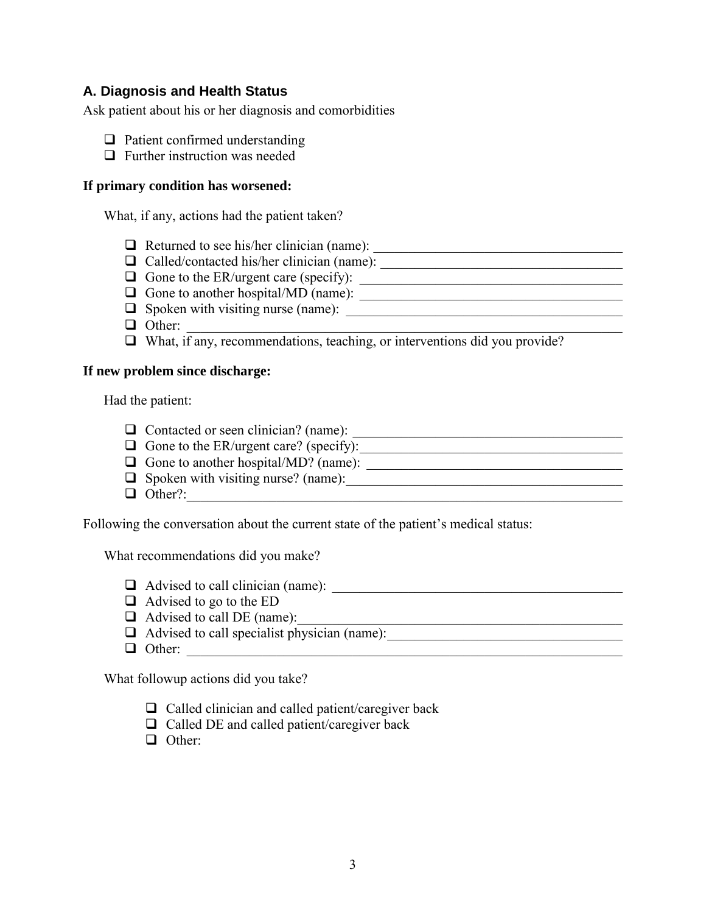## A. Diagnosis and Health Status

Ask patient about his or her diagnosis and comorbidities

- ☐ Patient confirmed understanding
- ☐ Further instruction was needed

**If primary condition has worsened:**

What, if any, actions had the patient taken?

- ☐ Returned to see his/her clinician (name): ____________________
- ☐ Called/contacted his/her clinician (name): ____________________
- ☐ Gone to the ER/urgent care (specify): ____________________
- ☐ Gone to another hospital/MD (name): ____________________
- ☐ Spoken with visiting nurse (name): ____________________
- ☐ Other: ____________________
- ☐ What, if any, recommendations, teaching, or interventions did you provide?

**If new problem since discharge:**

Had the patient:

- ☐ Contacted or seen clinician? (name): ____________________
- ☐ Gone to the ER/urgent care? (specify): ____________________
- ☐ Gone to another hospital/MD? (name): ____________________
- ☐ Spoken with visiting nurse? (name): ____________________
- ☐ Other?: ____________________

Following the conversation about the current state of the patient's medical status:

What recommendations did you make?

- ☐ Advised to call clinician (name): ____________________
- ☐ Advised to go to the ED
- ☐ Advised to call DE (name): ____________________
- ☐ Advised to call specialist physician (name): ____________________
- ☐ Other: ____________________

What followup actions did you take?

- ☐ Called clinician and called patient/caregiver back
- ☐ Called DE and called patient/caregiver back
- ☐ Other: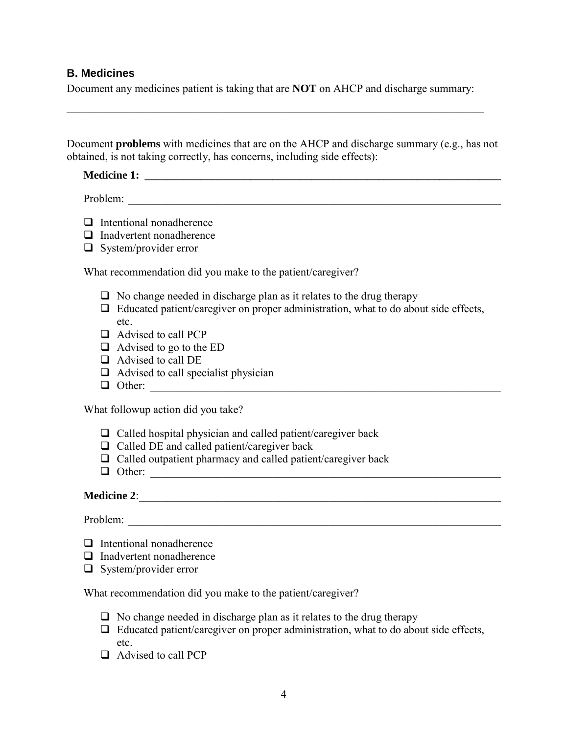## B. Medicines

Document any medicines patient is taking that are **NOT** on AHCP and discharge summary:

_______________________________________________________________________________

Document **problems** with medicines that are on the AHCP and discharge summary (e.g., has not obtained, is not taking correctly, has concerns, including side effects):

**Medicine 1: ______________________________________________________________**

Problem: ________________________________________________________________

- ☐ Intentional nonadherence
- ☐ Inadvertent nonadherence
- ☐ System/provider error

What recommendation did you make to the patient/caregiver?

- ☐ No change needed in discharge plan as it relates to the drug therapy
- ☐ Educated patient/caregiver on proper administration, what to do about side effects, etc.
- ☐ Advised to call PCP
- ☐ Advised to go to the ED
- ☐ Advised to call DE
- ☐ Advised to call specialist physician
- ☐ Other: ____________________________________________________________

What followup action did you take?

- ☐ Called hospital physician and called patient/caregiver back
- ☐ Called DE and called patient/caregiver back
- ☐ Called outpatient pharmacy and called patient/caregiver back
- ☐ Other: ____________________________________________________________

**Medicine 2**:_____________________________________________________________

Problem: ________________________________________________________________

- ☐ Intentional nonadherence
- ☐ Inadvertent nonadherence
- ☐ System/provider error

What recommendation did you make to the patient/caregiver?

- ☐ No change needed in discharge plan as it relates to the drug therapy
- ☐ Educated patient/caregiver on proper administration, what to do about side effects, etc.
- ☐ Advised to call PCP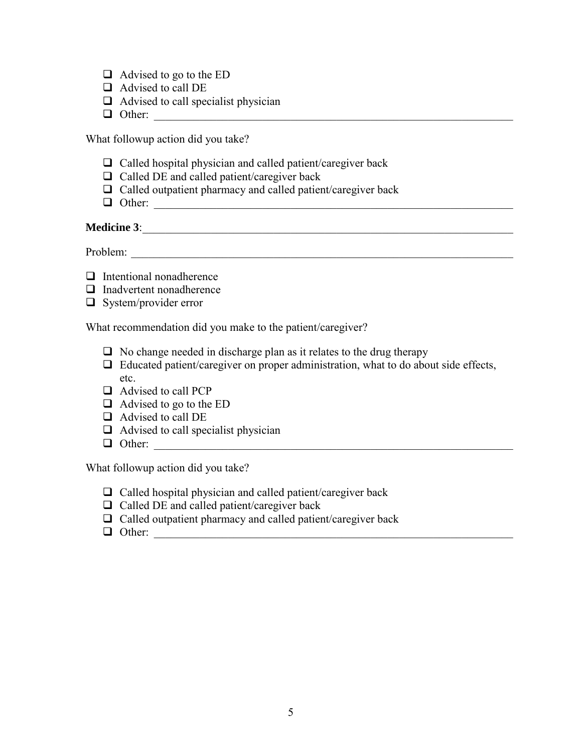- ☐ Advised to go to the ED
- ☐ Advised to call DE
- ☐ Advised to call specialist physician
- ☐ Other: ____________________________________________________________

What followup action did you take?

- ☐ Called hospital physician and called patient/caregiver back
- ☐ Called DE and called patient/caregiver back
- ☐ Called outpatient pharmacy and called patient/caregiver back
- ☐ Other: ____________________________________________________________

**Medicine 3**:______________________________________________________________

Problem: ___________________________________________________________________

- ☐ Intentional nonadherence
- ☐ Inadvertent nonadherence
- ☐ System/provider error

What recommendation did you make to the patient/caregiver?

- ☐ No change needed in discharge plan as it relates to the drug therapy
- ☐ Educated patient/caregiver on proper administration, what to do about side effects, etc.
- ☐ Advised to call PCP
- ☐ Advised to go to the ED
- ☐ Advised to call DE
- ☐ Advised to call specialist physician
- ☐ Other: ____________________________________________________________

What followup action did you take?

- ☐ Called hospital physician and called patient/caregiver back
- ☐ Called DE and called patient/caregiver back
- ☐ Called outpatient pharmacy and called patient/caregiver back
- ☐ Other: ____________________________________________________________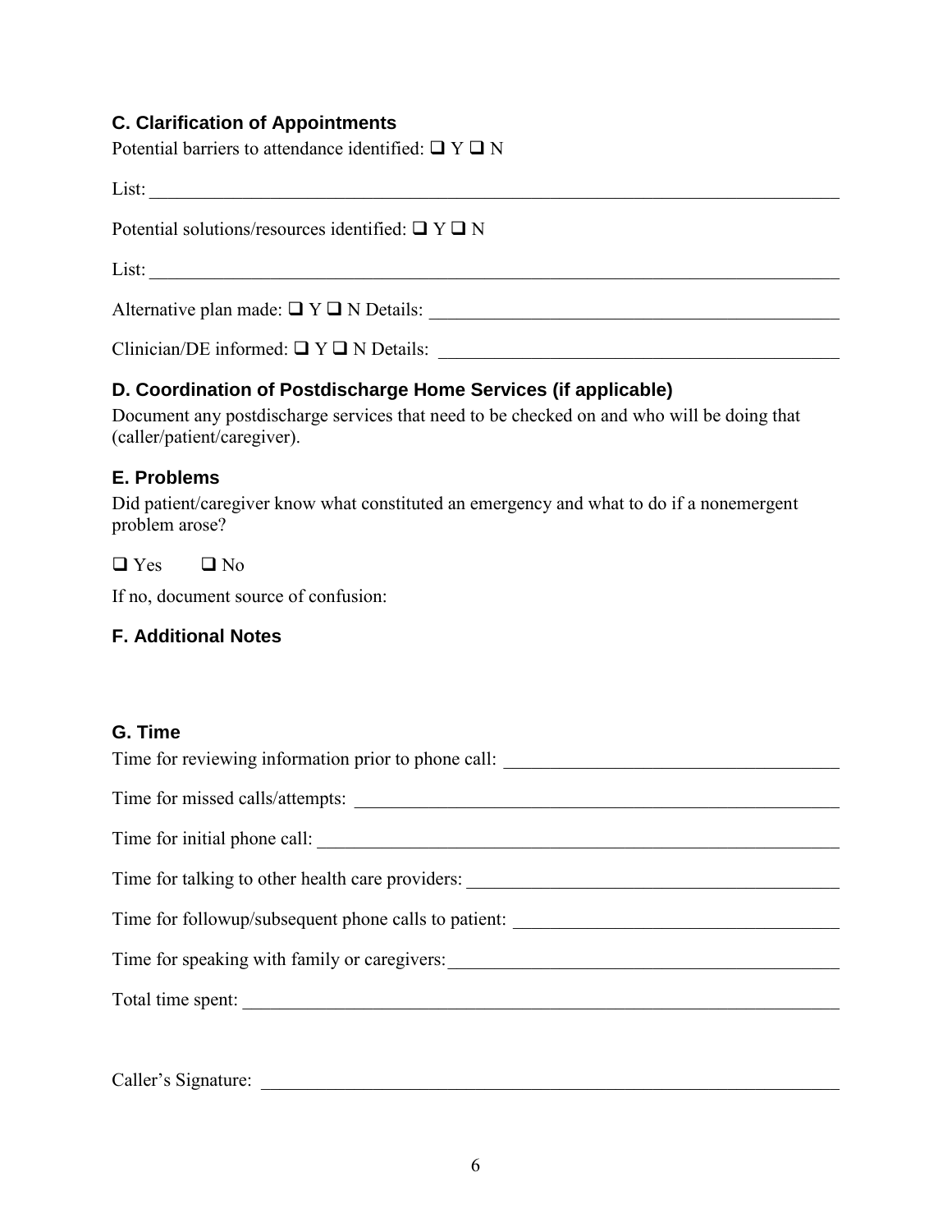### C. Clarification of Appointments

Potential barriers to attendance identified: ❑ Y ❑ N

List: ____________________________________________________________________________

Potential solutions/resources identified: ❑ Y ❑ N

List: ____________________________________________________________________________

Alternative plan made: ❑ Y ❑ N Details: ______________________________________________

Clinician/DE informed: ❑ Y ❑ N Details: ______________________________________________

### D. Coordination of Postdischarge Home Services (if applicable)

Document any postdischarge services that need to be checked on and who will be doing that (caller/patient/caregiver).

### E. Problems

Did patient/caregiver know what constituted an emergency and what to do if a nonemergent problem arose?

❑ Yes ❑ No

If no, document source of confusion:

### F. Additional Notes

### G. Time

Time for reviewing information prior to phone call: ____________________________________

Time for missed calls/attempts: ______________________________________________________

Time for initial phone call: __________________________________________________________

Time for talking to other health care providers: ________________________________________

Time for followup/subsequent phone calls to patient: ____________________________________

Time for speaking with family or caregivers: ___________________________________________

Total time spent: _________________________________________________________________

Caller's Signature: ________________________________________________________________